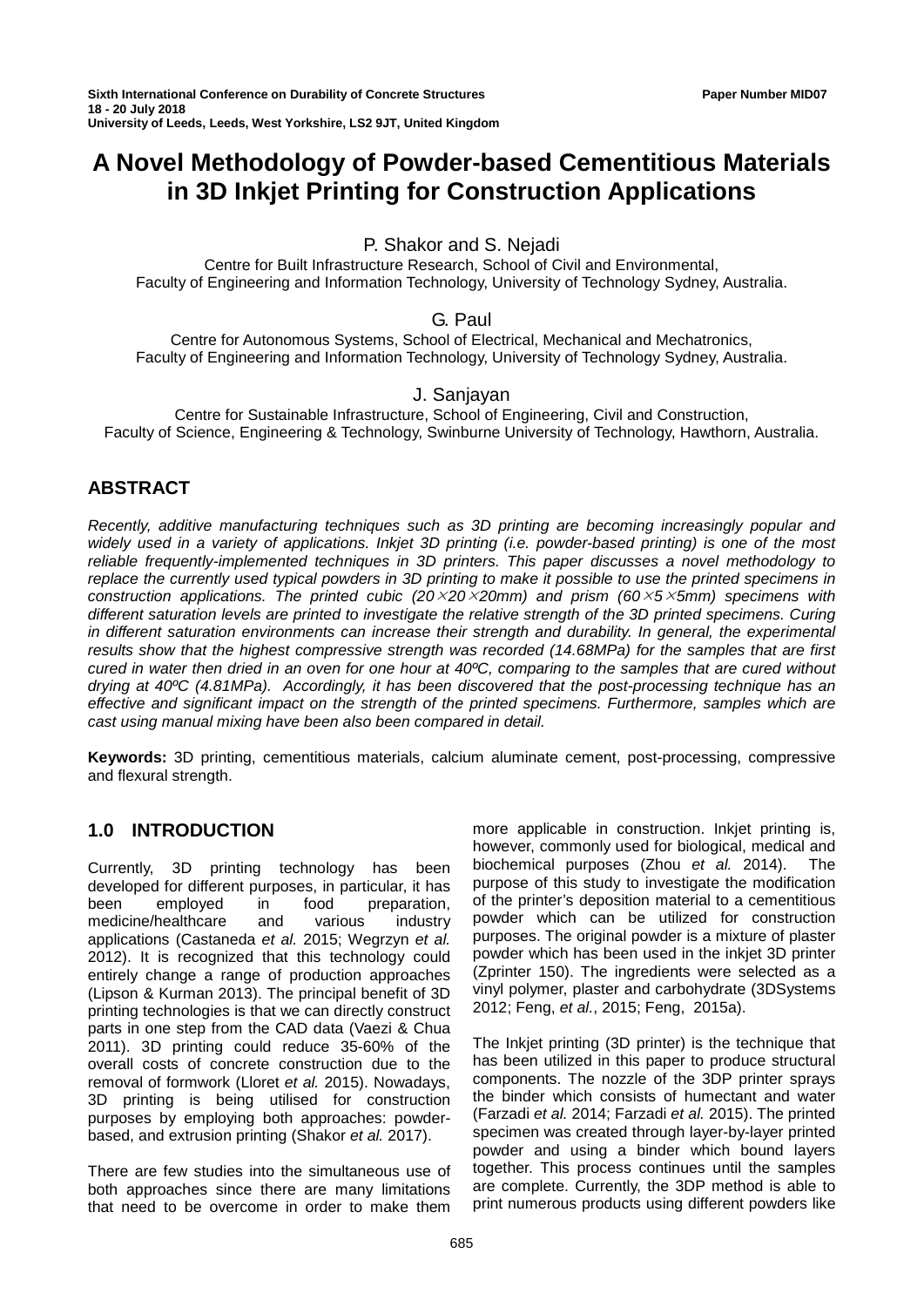# A Novel Methodology of Powder-based Cementitious Materials in 3D Inkjet Printing for Construction Applications

P. Shakor and S. Nejadi
Centre for Built Infrastructure Research, School of Civil and Environmental,
Faculty of Engineering and Information Technology, University of Technology Sydney, Australia.

G. Paul
Centre for Autonomous Systems, School of Electrical, Mechanical and Mechatronics,
Faculty of Engineering and Information Technology, University of Technology Sydney, Australia.

J. Sanjayan
Centre for Sustainable Infrastructure, School of Engineering, Civil and Construction,
Faculty of Science, Engineering & Technology, Swinburne University of Technology, Hawthorn, Australia.

## ABSTRACT

*Recently, additive manufacturing techniques such as 3D printing are becoming increasingly popular and widely used in a variety of applications. Inkjet 3D printing (i.e. powder-based printing) is one of the most reliable frequently-implemented techniques in 3D printers. This paper discusses a novel methodology to replace the currently used typical powders in 3D printing to make it possible to use the printed specimens in construction applications. The printed cubic (20×20×20mm) and prism (60×5×5mm) specimens with different saturation levels are printed to investigate the relative strength of the 3D printed specimens. Curing in different saturation environments can increase their strength and durability. In general, the experimental results show that the highest compressive strength was recorded (14.68MPa) for the samples that are first cured in water then dried in an oven for one hour at 40ºC, comparing to the samples that are cured without drying at 40ºC (4.81MPa). Accordingly, it has been discovered that the post-processing technique has an effective and significant impact on the strength of the printed specimens. Furthermore, samples which are cast using manual mixing have been also been compared in detail.*

**Keywords:** 3D printing, cementitious materials, calcium aluminate cement, post-processing, compressive and flexural strength.

## 1.0 INTRODUCTION

Currently, 3D printing technology has been developed for different purposes, in particular, it has been employed in food preparation, medicine/healthcare and various industry applications (Castaneda *et al.* 2015; Wegrzyn *et al.* 2012). It is recognized that this technology could entirely change a range of production approaches (Lipson & Kurman 2013). The principal benefit of 3D printing technologies is that we can directly construct parts in one step from the CAD data (Vaezi & Chua 2011). 3D printing could reduce 35-60% of the overall costs of concrete construction due to the removal of formwork (Lloret *et al.* 2015). Nowadays, 3D printing is being utilised for construction purposes by employing both approaches: powder-based, and extrusion printing (Shakor *et al.* 2017).

There are few studies into the simultaneous use of both approaches since there are many limitations that need to be overcome in order to make them more applicable in construction. Inkjet printing is, however, commonly used for biological, medical and biochemical purposes (Zhou *et al.* 2014). The purpose of this study to investigate the modification of the printer's deposition material to a cementitious powder which can be utilized for construction purposes. The original powder is a mixture of plaster powder which has been used in the inkjet 3D printer (Zprinter 150). The ingredients were selected as a vinyl polymer, plaster and carbohydrate (3DSystems 2012; Feng, *et al.*, 2015; Feng, 2015a).

The Inkjet printing (3D printer) is the technique that has been utilized in this paper to produce structural components. The nozzle of the 3DP printer sprays the binder which consists of humectant and water (Farzadi *et al.* 2014; Farzadi *et al.* 2015). The printed specimen was created through layer-by-layer printed powder and using a binder which bound layers together. This process continues until the samples are complete. Currently, the 3DP method is able to print numerous products using different powders like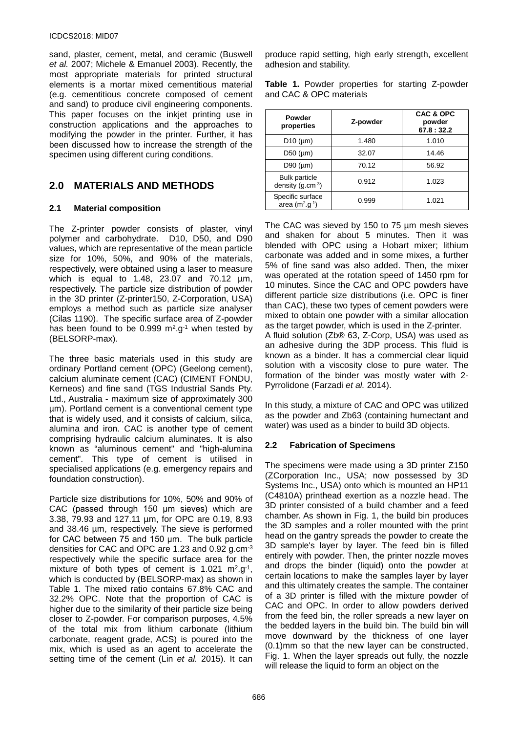sand, plaster, cement, metal, and ceramic (Buswell *et al.* 2007; Michele & Emanuel 2003). Recently, the most appropriate materials for printed structural elements is a mortar mixed cementitious material (e.g. cementitious concrete composed of cement and sand) to produce civil engineering components. This paper focuses on the inkjet printing use in construction applications and the approaches to modifying the powder in the printer. Further, it has been discussed how to increase the strength of the specimen using different curing conditions.

## 2.0 MATERIALS AND METHODS

### 2.1 Material composition

The Z-printer powder consists of plaster, vinyl polymer and carbohydrate. D10, D50, and D90 values, which are representative of the mean particle size for 10%, 50%, and 90% of the materials, respectively, were obtained using a laser to measure which is equal to 1.48, 23.07 and 70.12 µm, respectively. The particle size distribution of powder in the 3D printer (Z-printer150, Z-Corporation, USA) employs a method such as particle size analyser (Cilas 1190). The specific surface area of Z-powder has been found to be 0.999 $m^2.g^{-1}$ when tested by (BELSORP-max).

The three basic materials used in this study are ordinary Portland cement (OPC) (Geelong cement), calcium aluminate cement (CAC) (CIMENT FONDU, Kerneos) and fine sand (TGS Industrial Sands Pty. Ltd., Australia - maximum size of approximately 300 µm). Portland cement is a conventional cement type that is widely used, and it consists of calcium, silica, alumina and iron. CAC is another type of cement comprising hydraulic calcium aluminates. It is also known as "aluminous cement" and "high-alumina cement". This type of cement is utilised in specialised applications (e.g. emergency repairs and foundation construction).

Particle size distributions for 10%, 50% and 90% of CAC (passed through 150 µm sieves) which are 3.38, 79.93 and 127.11 µm, for OPC are 0.19, 8.93 and 38.46 µm, respectively. The sieve is performed for CAC between 75 and 150 µm. The bulk particle densities for CAC and OPC are 1.23 and 0.92 $g.cm^{-3}$ respectively while the specific surface area for the mixture of both types of cement is 1.021 $m^2.g^{-1}$, which is conducted by (BELSORP-max) as shown in Table 1. The mixed ratio contains 67.8% CAC and 32.2% OPC. Note that the proportion of CAC is higher due to the similarity of their particle size being closer to Z-powder. For comparison purposes, 4.5% of the total mix from lithium carbonate (lithium carbonate, reagent grade, ACS) is poured into the mix, which is used as an agent to accelerate the setting time of the cement (Lin *et al.* 2015). It can produce rapid setting, high early strength, excellent adhesion and stability.

**Table 1.** Powder properties for starting Z-powder and CAC & OPC materials

| Powder properties | Z-powder | CAC & OPC powder 67.8 : 32.2 |
|---|---|---|
| D10 (µm) | 1.480 | 1.010 |
| D50 (µm) | 32.07 | 14.46 |
| D90 (µm) | 70.12 | 56.92 |
| Bulk particle density ($g.cm^{-3}$) | 0.912 | 1.023 |
| Specific surface area ($m^2.g^{-1}$) | 0.999 | 1.021 |

The CAC was sieved by 150 to 75 µm mesh sieves and shaken for about 5 minutes. Then it was blended with OPC using a Hobart mixer; lithium carbonate was added and in some mixes, a further 5% of fine sand was also added. Then, the mixer was operated at the rotation speed of 1450 rpm for 10 minutes. Since the CAC and OPC powders have different particle size distributions (i.e. OPC is finer than CAC), these two types of cement powders were mixed to obtain one powder with a similar allocation as the target powder, which is used in the Z-printer.
A fluid solution (Zb® 63, Z-Corp, USA) was used as an adhesive during the 3DP process. This fluid is known as a binder. It has a commercial clear liquid solution with a viscosity close to pure water. The formation of the binder was mostly water with 2-Pyrrolidone (Farzadi *et al.* 2014).

In this study, a mixture of CAC and OPC was utilized as the powder and Zb63 (containing humectant and water) was used as a binder to build 3D objects.

### 2.2 Fabrication of Specimens

The specimens were made using a 3D printer Z150 (ZCorporation Inc., USA; now possessed by 3D Systems Inc., USA) onto which is mounted an HP11 (C4810A) printhead exertion as a nozzle head. The 3D printer consisted of a build chamber and a feed chamber. As shown in Fig. 1, the build bin produces the 3D samples and a roller mounted with the print head on the gantry spreads the powder to create the 3D sample's layer by layer. The feed bin is filled entirely with powder. Then, the printer nozzle moves and drops the binder (liquid) onto the powder at certain locations to make the samples layer by layer and this ultimately creates the sample. The container of a 3D printer is filled with the mixture powder of CAC and OPC. In order to allow powders derived from the feed bin, the roller spreads a new layer on the bedded layers in the build bin. The build bin will move downward by the thickness of one layer (0.1)mm so that the new layer can be constructed, Fig. 1. When the layer spreads out fully, the nozzle will release the liquid to form an object on the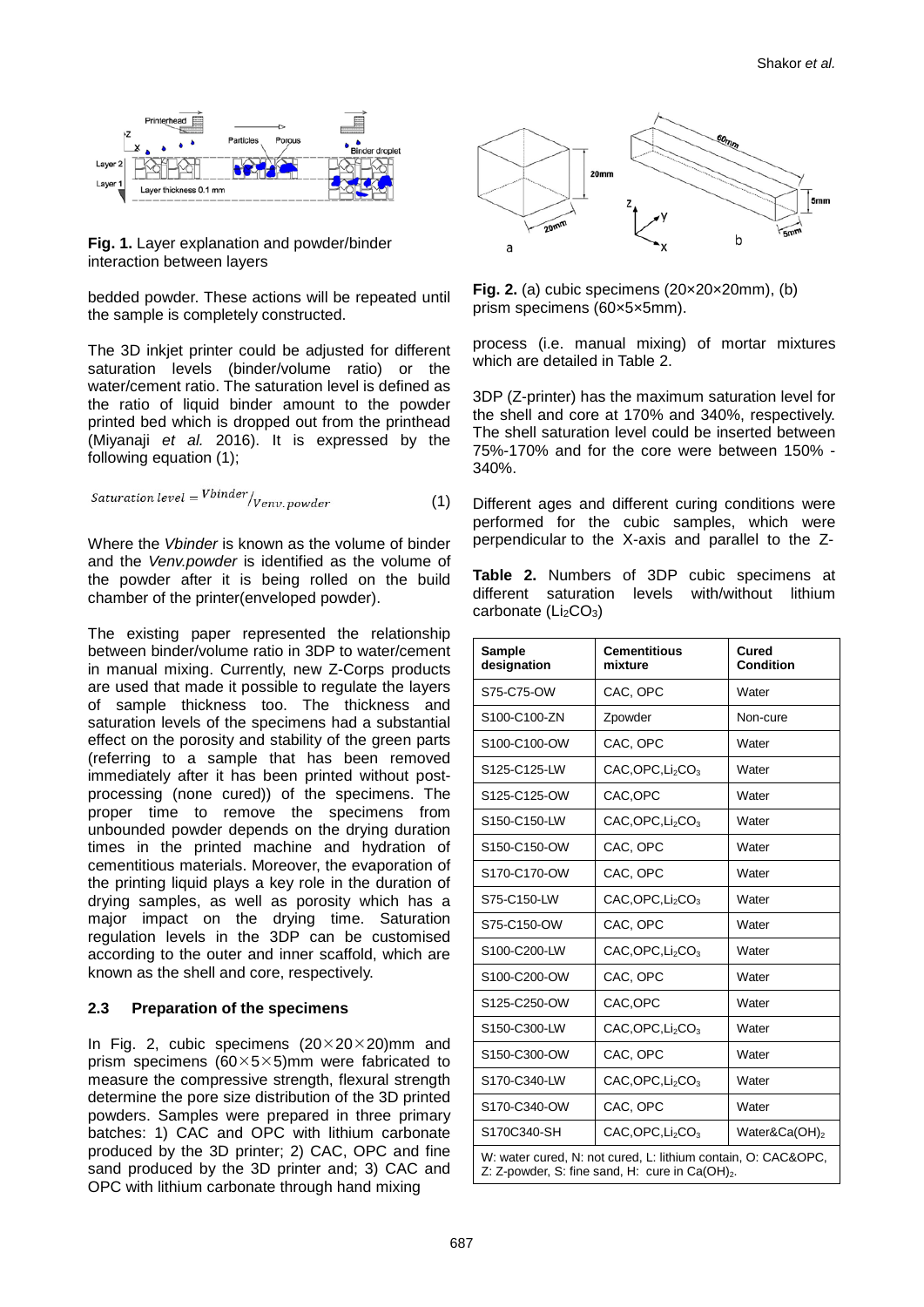**Fig. 1.** Layer explanation and powder/binder interaction between layers

bedded powder. These actions will be repeated until the sample is completely constructed.

The 3D inkjet printer could be adjusted for different saturation levels (binder/volume ratio) or the water/cement ratio. The saturation level is defined as the ratio of liquid binder amount to the powder printed bed which is dropped out from the printhead (Miyanaji *et al.* 2016). It is expressed by the following equation (1);

$$Saturation\ level = {Vbinder}/{V_{env.powder}} \quad (1)$$

Where the *Vbinder* is known as the volume of binder and the *Venv.powder* is identified as the volume of the powder after it is being rolled on the build chamber of the printer(enveloped powder).

The existing paper represented the relationship between binder/volume ratio in 3DP to water/cement in manual mixing. Currently, new Z-Corps products are used that made it possible to regulate the layers of sample thickness too. The thickness and saturation levels of the specimens had a substantial effect on the porosity and stability of the green parts (referring to a sample that has been removed immediately after it has been printed without post-processing (none cured)) of the specimens. The proper time to remove the specimens from unbounded powder depends on the drying duration times in the printed machine and hydration of cementitious materials. Moreover, the evaporation of the printing liquid plays a key role in the duration of drying samples, as well as porosity which has a major impact on the drying time. Saturation regulation levels in the 3DP can be customised according to the outer and inner scaffold, which are known as the shell and core, respectively.

### 2.3 Preparation of the specimens

In Fig. 2, cubic specimens (20×20×20)mm and prism specimens (60×5×5)mm were fabricated to measure the compressive strength, flexural strength determine the pore size distribution of the 3D printed powders. Samples were prepared in three primary batches: 1) CAC and OPC with lithium carbonate produced by the 3D printer; 2) CAC, OPC and fine sand produced by the 3D printer and; 3) CAC and OPC with lithium carbonate through hand mixing

**Fig. 2.** (a) cubic specimens (20×20×20mm), (b) prism specimens (60×5×5mm).

process (i.e. manual mixing) of mortar mixtures which are detailed in Table 2.

3DP (Z-printer) has the maximum saturation level for the shell and core at 170% and 340%, respectively. The shell saturation level could be inserted between 75%-170% and for the core were between 150% - 340%.

Different ages and different curing conditions were performed for the cubic samples, which were perpendicular to the X-axis and parallel to the Z-

**Table 2.** Numbers of 3DP cubic specimens at different saturation levels with/without lithium carbonate ($Li_2CO_3$)

| Sample designation | Cementitious mixture | Cured Condition |
|---|---|---|
| S75-C75-OW | CAC, OPC | Water |
| S100-C100-ZN | Zpowder | Non-cure |
| S100-C100-OW | CAC, OPC | Water |
| S125-C125-LW | CAC,OPC,$Li_2CO_3$ | Water |
| S125-C125-OW | CAC,OPC | Water |
| S150-C150-LW | CAC,OPC,$Li_2CO_3$ | Water |
| S150-C150-OW | CAC, OPC | Water |
| S170-C170-OW | CAC, OPC | Water |
| S75-C150-LW | CAC,OPC,$Li_2CO_3$ | Water |
| S75-C150-OW | CAC, OPC | Water |
| S100-C200-LW | CAC,OPC,$Li_2CO_3$ | Water |
| S100-C200-OW | CAC, OPC | Water |
| S125-C250-OW | CAC,OPC | Water |
| S150-C300-LW | CAC,OPC,$Li_2CO_3$ | Water |
| S150-C300-OW | CAC, OPC | Water |
| S170-C340-LW | CAC,OPC,$Li_2CO_3$ | Water |
| S170-C340-OW | CAC, OPC | Water |
| S170C340-SH | CAC,OPC,$Li_2CO_3$ | Water&$Ca(OH)_2$ |

W: water cured, N: not cured, L: lithium contain, O: CAC&OPC, Z: Z-powder, S: fine sand, H: cure in $Ca(OH)_2$.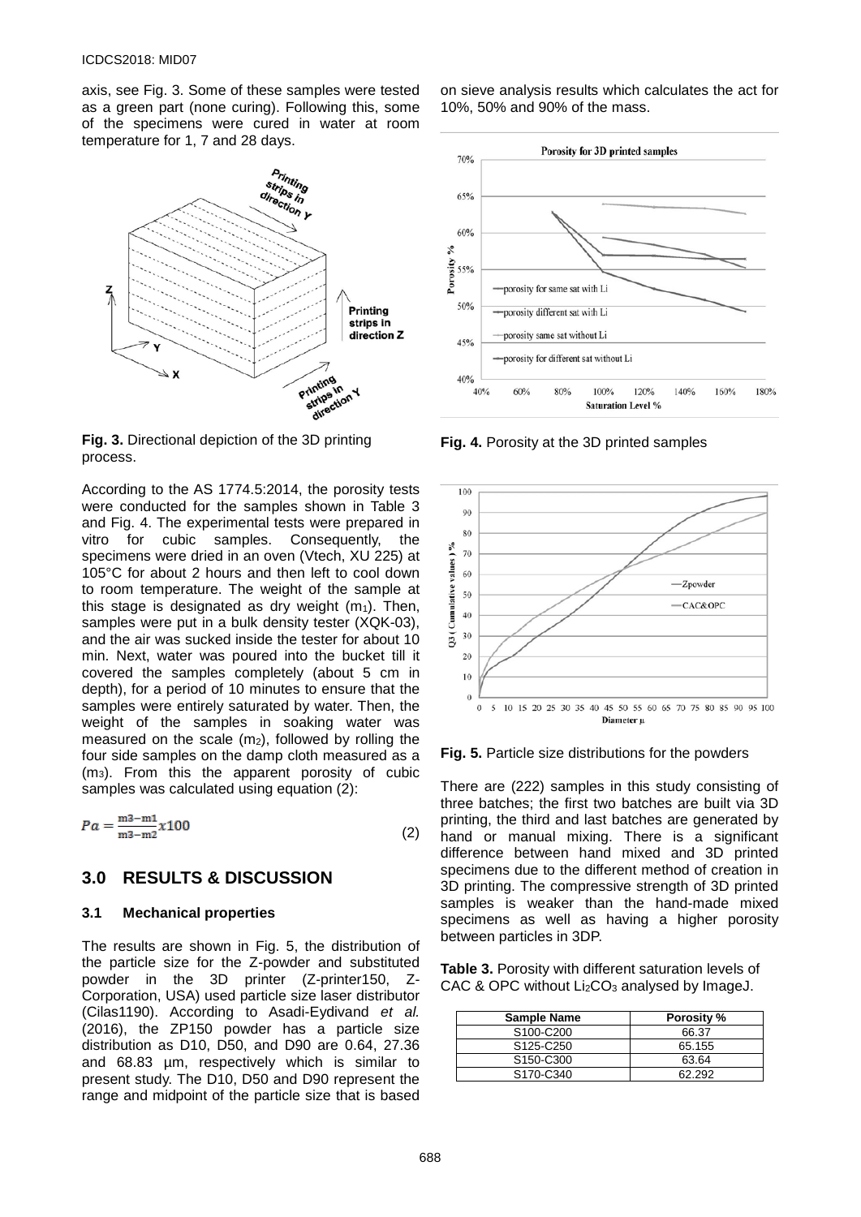axis, see Fig. 3. Some of these samples were tested as a green part (none curing). Following this, some of the specimens were cured in water at room temperature for 1, 7 and 28 days.

**Fig. 3.** Directional depiction of the 3D printing process.

According to the AS 1774.5:2014, the porosity tests were conducted for the samples shown in Table 3 and Fig. 4. The experimental tests were prepared in vitro for cubic samples. Consequently, the specimens were dried in an oven (Vtech, XU 225) at 105°C for about 2 hours and then left to cool down to room temperature. The weight of the sample at this stage is designated as dry weight ($m_1$). Then, samples were put in a bulk density tester (XQK-03), and the air was sucked inside the tester for about 10 min. Next, water was poured into the bucket till it covered the samples completely (about 5 cm in depth), for a period of 10 minutes to ensure that the samples were entirely saturated by water. Then, the weight of the samples in soaking water was measured on the scale ($m_2$), followed by rolling the four side samples on the damp cloth measured as a ($m_3$). From this the apparent porosity of cubic samples was calculated using equation (2):

$$Pa = \frac{m3 - m1}{m3 - m2} x100 \tag{2}$$

## 3.0 RESULTS & DISCUSSION

### 3.1 Mechanical properties

The results are shown in Fig. 5, the distribution of the particle size for the Z-powder and substituted powder in the 3D printer (Z-printer150, Z-Corporation, USA) used particle size laser distributor (Cilas1190). According to Asadi-Eydivand *et al.* (2016), the ZP150 powder has a particle size distribution as D10, D50, and D90 are 0.64, 27.36 and 68.83 µm, respectively which is similar to present study. The D10, D50 and D90 represent the range and midpoint of the particle size that is based on sieve analysis results which calculates the act for 10%, 50% and 90% of the mass.

**Fig. 4.** Porosity at the 3D printed samples

**Fig. 5.** Particle size distributions for the powders

There are (222) samples in this study consisting of three batches; the first two batches are built via 3D printing, the third and last batches are generated by hand or manual mixing. There is a significant difference between hand mixed and 3D printed specimens due to the different method of creation in 3D printing. The compressive strength of 3D printed samples is weaker than the hand-made mixed specimens as well as having a higher porosity between particles in 3DP.

**Table 3.** Porosity with different saturation levels of CAC & OPC without $Li_2CO_3$ analysed by ImageJ.

| Sample Name | Porosity % |
|---|---|
| S100-C200 | 66.37 |
| S125-C250 | 65.155 |
| S150-C300 | 63.64 |
| S170-C340 | 62.292 |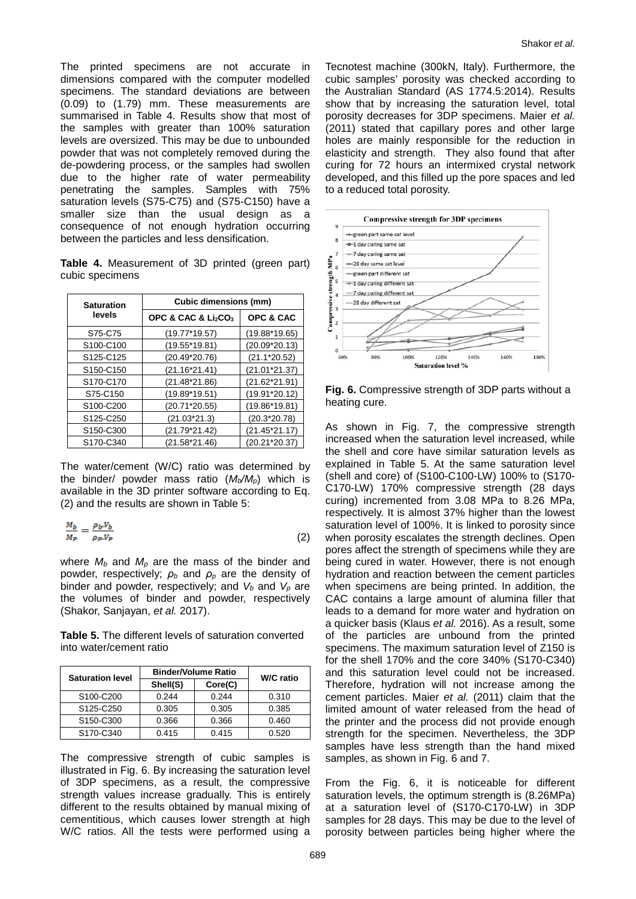The printed specimens are not accurate in dimensions compared with the computer modelled specimens. The standard deviations are between (0.09) to (1.79) mm. These measurements are summarised in Table 4. Results show that most of the samples with greater than 100% saturation levels are oversized. This may be due to unbounded powder that was not completely removed during the de-powdering process, or the samples had swollen due to the higher rate of water permeability penetrating the samples. Samples with 75% saturation levels (S75-C75) and (S75-C150) have a smaller size than the usual design as a consequence of not enough hydration occurring between the particles and less densification.

**Table 4.** Measurement of 3D printed (green part) cubic specimens

| Saturation levels | Cubic dimensions (mm) | |
|---|---|---|
| | OPC & CAC & $Li_2CO_3$ | OPC & CAC |
| S75-C75 | (19.77*19.57) | (19.88*19.65) |
| S100-C100 | (19.55*19.81) | (20.09*20.13) |
| S125-C125 | (20.49*20.76) | (21.1*20.52) |
| S150-C150 | (21.16*21.41) | (21.01*21.37) |
| S170-C170 | (21.48*21.86) | (21.62*21.91) |
| S75-C150 | (19.89*19.51) | (19.91*20.12) |
| S100-C200 | (20.71*20.55) | (19.86*19.81) |
| S125-C250 | (21.03*21.3) | (20.3*20.78) |
| S150-C300 | (21.79*21.42) | (21.45*21.17) |
| S170-C340 | (21.58*21.46) | (20.21*20.37) |

The water/cement (W/C) ratio was determined by the binder/ powder mass ratio ($M_b/M_p$) which is available in the 3D printer software according to Eq. (2) and the results are shown in Table 5:

$$\frac{M_b}{M_p} = \frac{\rho_b . V_b}{\rho_p . V_p} \quad (2)$$

where $M_b$ and $M_p$ are the mass of the binder and powder, respectively; $\rho_b$ and $\rho_p$ are the density of binder and powder, respectively; and $V_b$ and $V_p$ are the volumes of binder and powder, respectively (Shakor, Sanjayan, *et al.* 2017).

**Table 5.** The different levels of saturation converted into water/cement ratio

| Saturation level | Binder/Volume Ratio | | W/C ratio |
|---|---|---|---|
| | Shell(S) | Core(C) | |
| S100-C200 | 0.244 | 0.244 | 0.310 |
| S125-C250 | 0.305 | 0.305 | 0.385 |
| S150-C300 | 0.366 | 0.366 | 0.460 |
| S170-C340 | 0.415 | 0.415 | 0.520 |

The compressive strength of cubic samples is illustrated in Fig. 6. By increasing the saturation level of 3DP specimens, as a result, the compressive strength values increase gradually. This is entirely different to the results obtained by manual mixing of cementitious, which causes lower strength at high W/C ratios. All the tests were performed using a Tecnotest machine (300kN, Italy). Furthermore, the cubic samples' porosity was checked according to the Australian Standard (AS 1774.5:2014). Results show that by increasing the saturation level, total porosity decreases for 3DP specimens. Maier *et al.* (2011) stated that capillary pores and other large holes are mainly responsible for the reduction in elasticity and strength. They also found that after curing for 72 hours an intermixed crystal network developed, and this filled up the pore spaces and led to a reduced total porosity.

**Fig. 6.** Compressive strength of 3DP parts without a heating cure.

As shown in Fig. 7, the compressive strength increased when the saturation level increased, while the shell and core have similar saturation levels as explained in Table 5. At the same saturation level (shell and core) of (S100-C100-LW) 100% to (S170-C170-LW) 170% compressive strength (28 days curing) incremented from 3.08 MPa to 8.26 MPa, respectively. It is almost 37% higher than the lowest saturation level of 100%. It is linked to porosity since when porosity escalates the strength declines. Open pores affect the strength of specimens while they are being cured in water. However, there is not enough hydration and reaction between the cement particles when specimens are being printed. In addition, the CAC contains a large amount of alumina filler that leads to a demand for more water and hydration on a quicker basis (Klaus *et al.* 2016). As a result, some of the particles are unbound from the printed specimens. The maximum saturation level of Z150 is for the shell 170% and the core 340% (S170-C340) and this saturation level could not be increased. Therefore, hydration will not increase among the cement particles. Maier *et al.* (2011) claim that the limited amount of water released from the head of the printer and the process did not provide enough strength for the specimen. Nevertheless, the 3DP samples have less strength than the hand mixed samples, as shown in Fig. 6 and 7.

From the Fig. 6, it is noticeable for different saturation levels, the optimum strength is (8.26MPa) at a saturation level of (S170-C170-LW) in 3DP samples for 28 days. This may be due to the level of porosity between particles being higher where the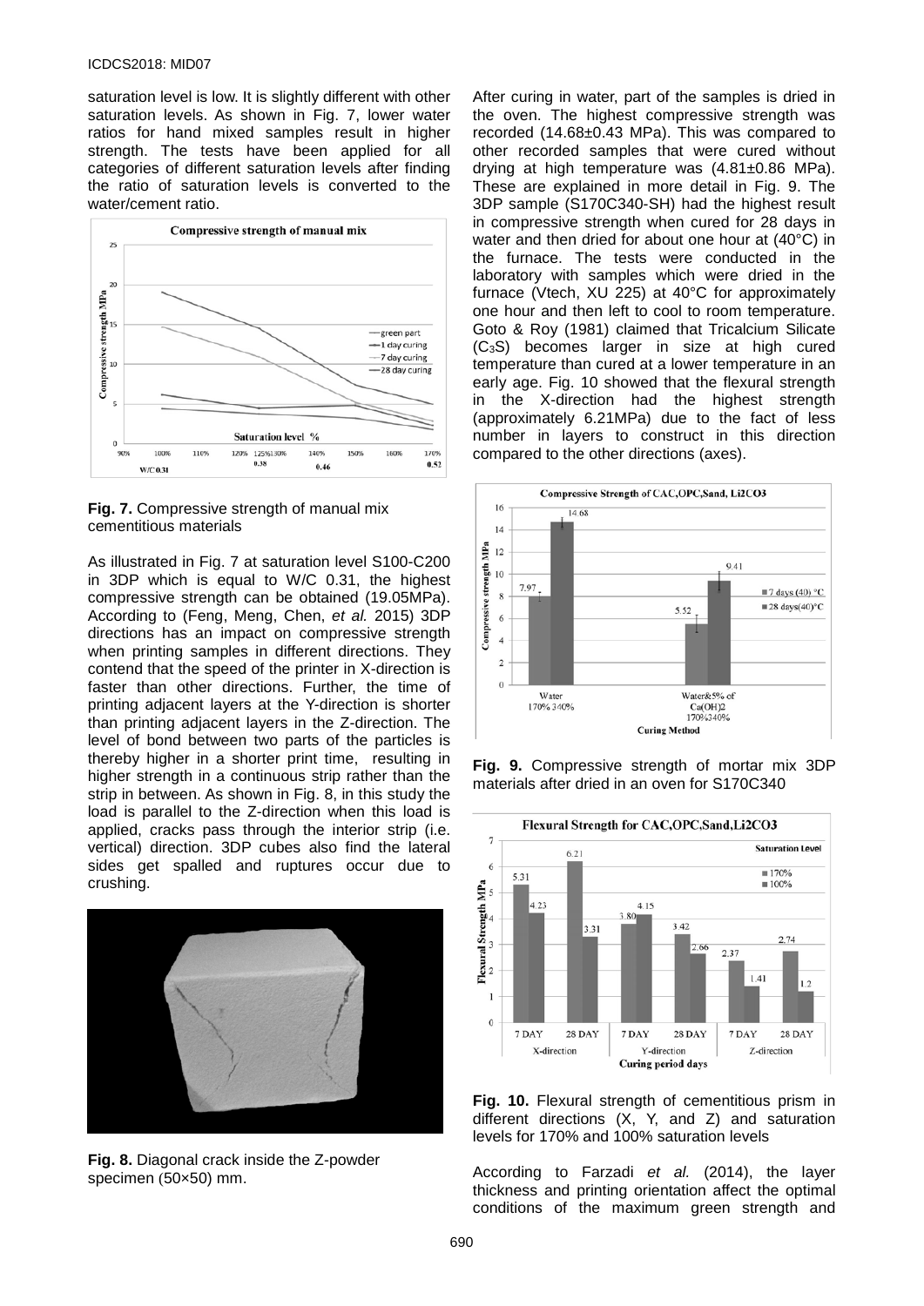saturation level is low. It is slightly different with other saturation levels. As shown in Fig. 7, lower water ratios for hand mixed samples result in higher strength. The tests have been applied for all categories of different saturation levels after finding the ratio of saturation levels is converted to the water/cement ratio.

**Fig. 7.** Compressive strength of manual mix cementitious materials

As illustrated in Fig. 7 at saturation level S100-C200 in 3DP which is equal to W/C 0.31, the highest compressive strength can be obtained (19.05MPa). According to (Feng, Meng, Chen, *et al.* 2015) 3DP directions has an impact on compressive strength when printing samples in different directions. They contend that the speed of the printer in X-direction is faster than other directions. Further, the time of printing adjacent layers at the Y-direction is shorter than printing adjacent layers in the Z-direction. The level of bond between two parts of the particles is thereby higher in a shorter print time, resulting in higher strength in a continuous strip rather than the strip in between. As shown in Fig. 8, in this study the load is parallel to the Z-direction when this load is applied, cracks pass through the interior strip (i.e. vertical) direction. 3DP cubes also find the lateral sides get spalled and ruptures occur due to crushing.

**Fig. 8.** Diagonal crack inside the Z-powder specimen (50×50) mm.

After curing in water, part of the samples is dried in the oven. The highest compressive strength was recorded (14.68±0.43 MPa). This was compared to other recorded samples that were cured without drying at high temperature was (4.81±0.86 MPa). These are explained in more detail in Fig. 9. The 3DP sample (S170C340-SH) had the highest result in compressive strength when cured for 28 days in water and then dried for about one hour at (40°C) in the furnace. The tests were conducted in the laboratory with samples which were dried in the furnace (Vtech, XU 225) at 40°C for approximately one hour and then left to cool to room temperature. Goto & Roy (1981) claimed that Tricalcium Silicate ($C_3S$) becomes larger in size at high cured temperature than cured at a lower temperature in an early age. Fig. 10 showed that the flexural strength in the X-direction had the highest strength (approximately 6.21MPa) due to the fact of less number in layers to construct in this direction compared to the other directions (axes).

**Fig. 9.** Compressive strength of mortar mix 3DP materials after dried in an oven for S170C340

**Fig. 10.** Flexural strength of cementitious prism in different directions (X, Y, and Z) and saturation levels for 170% and 100% saturation levels

According to Farzadi *et al.* (2014), the layer thickness and printing orientation affect the optimal conditions of the maximum green strength and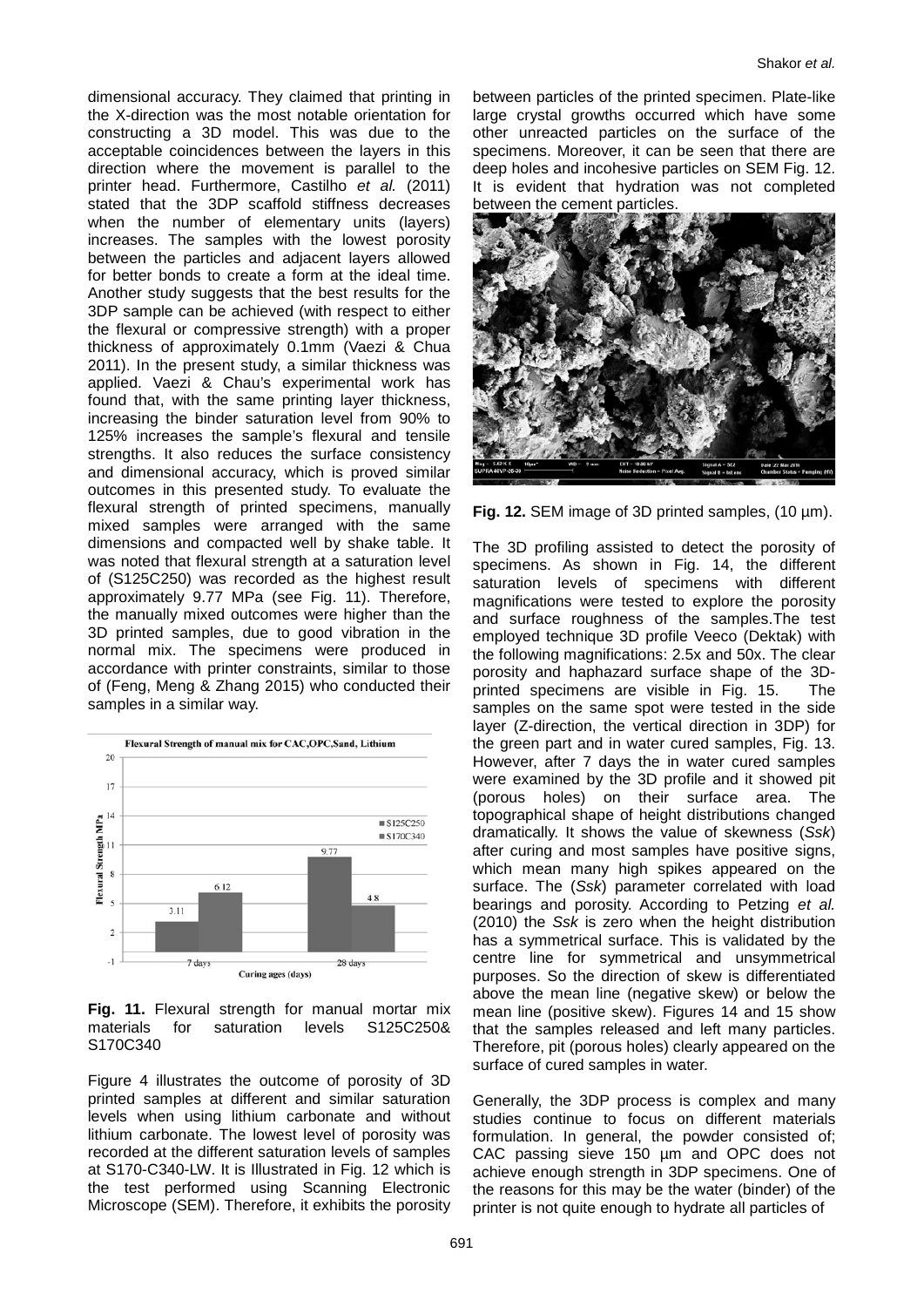dimensional accuracy. They claimed that printing in the X-direction was the most notable orientation for constructing a 3D model. This was due to the acceptable coincidences between the layers in this direction where the movement is parallel to the printer head. Furthermore, Castilho *et al.* (2011) stated that the 3DP scaffold stiffness decreases when the number of elementary units (layers) increases. The samples with the lowest porosity between the particles and adjacent layers allowed for better bonds to create a form at the ideal time. Another study suggests that the best results for the 3DP sample can be achieved (with respect to either the flexural or compressive strength) with a proper thickness of approximately 0.1mm (Vaezi & Chua 2011). In the present study, a similar thickness was applied. Vaezi & Chau's experimental work has found that, with the same printing layer thickness, increasing the binder saturation level from 90% to 125% increases the sample's flexural and tensile strengths. It also reduces the surface consistency and dimensional accuracy, which is proved similar outcomes in this presented study. To evaluate the flexural strength of printed specimens, manually mixed samples were arranged with the same dimensions and compacted well by shake table. It was noted that flexural strength at a saturation level of (S125C250) was recorded as the highest result approximately 9.77 MPa (see Fig. 11). Therefore, the manually mixed outcomes were higher than the 3D printed samples, due to good vibration in the normal mix. The specimens were produced in accordance with printer constraints, similar to those of (Feng, Meng & Zhang 2015) who conducted their samples in a similar way.

**Fig. 11.** Flexural strength for manual mortar mix materials for saturation levels S125C250& S170C340

Figure 4 illustrates the outcome of porosity of 3D printed samples at different and similar saturation levels when using lithium carbonate and without lithium carbonate. The lowest level of porosity was recorded at the different saturation levels of samples at S170-C340-LW. It is Illustrated in Fig. 12 which is the test performed using Scanning Electronic Microscope (SEM). Therefore, it exhibits the porosity between particles of the printed specimen. Plate-like large crystal growths occurred which have some other unreacted particles on the surface of the specimens. Moreover, it can be seen that there are deep holes and incohesive particles on SEM Fig. 12. It is evident that hydration was not completed between the cement particles.

**Fig. 12.** SEM image of 3D printed samples, (10 µm).

The 3D profiling assisted to detect the porosity of specimens. As shown in Fig. 14, the different saturation levels of specimens with different magnifications were tested to explore the porosity and surface roughness of the samples.The test employed technique 3D profile Veeco (Dektak) with the following magnifications: 2.5x and 50x. The clear porosity and haphazard surface shape of the 3D-printed specimens are visible in Fig. 15. The samples on the same spot were tested in the side layer (Z-direction, the vertical direction in 3DP) for the green part and in water cured samples, Fig. 13. However, after 7 days the in water cured samples were examined by the 3D profile and it showed pit (porous holes) on their surface area. The topographical shape of height distributions changed dramatically. It shows the value of skewness (*Ssk*) after curing and most samples have positive signs, which mean many high spikes appeared on the surface. The (*Ssk*) parameter correlated with load bearings and porosity. According to Petzing *et al.* (2010) the *Ssk* is zero when the height distribution has a symmetrical surface. This is validated by the centre line for symmetrical and unsymmetrical purposes. So the direction of skew is differentiated above the mean line (negative skew) or below the mean line (positive skew). Figures 14 and 15 show that the samples released and left many particles. Therefore, pit (porous holes) clearly appeared on the surface of cured samples in water.

Generally, the 3DP process is complex and many studies continue to focus on different materials formulation. In general, the powder consisted of; CAC passing sieve 150 µm and OPC does not achieve enough strength in 3DP specimens. One of the reasons for this may be the water (binder) of the printer is not quite enough to hydrate all particles of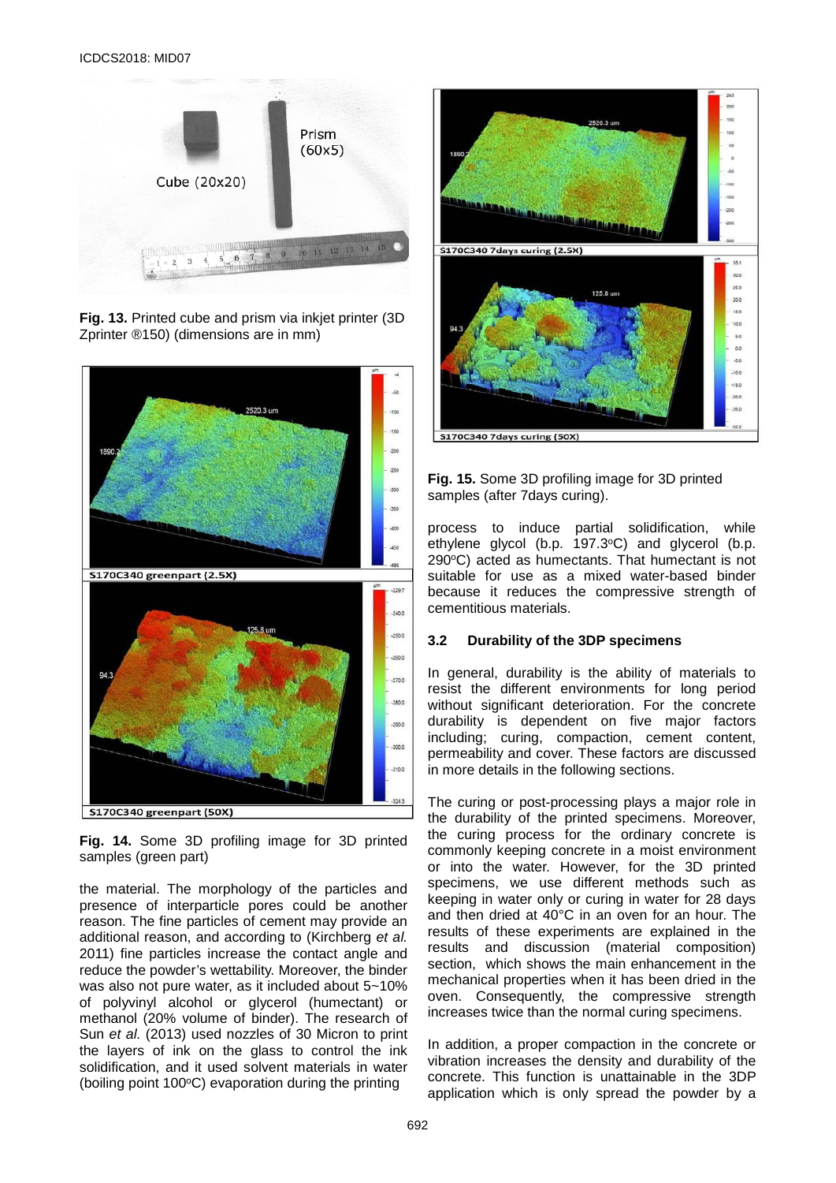Fig. 13. Printed cube and prism via inkjet printer (3D Zprinter ®150) (dimensions are in mm)

Fig. 14. Some 3D profiling image for 3D printed samples (green part)

the material. The morphology of the particles and presence of interparticle pores could be another reason. The fine particles of cement may provide an additional reason, and according to (Kirchberg *et al.* 2011) fine particles increase the contact angle and reduce the powder's wettability. Moreover, the binder was also not pure water, as it included about 5~10% of polyvinyl alcohol or glycerol (humectant) or methanol (20% volume of binder). The research of Sun *et al.* (2013) used nozzles of 30 Micron to print the layers of ink on the glass to control the ink solidification, and it used solvent materials in water (boiling point 100°C) evaporation during the printing

Fig. 15. Some 3D profiling image for 3D printed samples (after 7days curing).

process to induce partial solidification, while ethylene glycol (b.p. 197.3°C) and glycerol (b.p. 290°C) acted as humectants. That humectant is not suitable for use as a mixed water-based binder because it reduces the compressive strength of cementitious materials.

### 3.2 Durability of the 3DP specimens

In general, durability is the ability of materials to resist the different environments for long period without significant deterioration. For the concrete durability is dependent on five major factors including; curing, compaction, cement content, permeability and cover. These factors are discussed in more details in the following sections.

The curing or post-processing plays a major role in the durability of the printed specimens. Moreover, the curing process for the ordinary concrete is commonly keeping concrete in a moist environment or into the water. However, for the 3D printed specimens, we use different methods such as keeping in water only or curing in water for 28 days and then dried at 40°C in an oven for an hour. The results of these experiments are explained in the results and discussion (material composition) section, which shows the main enhancement in the mechanical properties when it has been dried in the oven. Consequently, the compressive strength increases twice than the normal curing specimens.

In addition, a proper compaction in the concrete or vibration increases the density and durability of the concrete. This function is unattainable in the 3DP application which is only spread the powder by a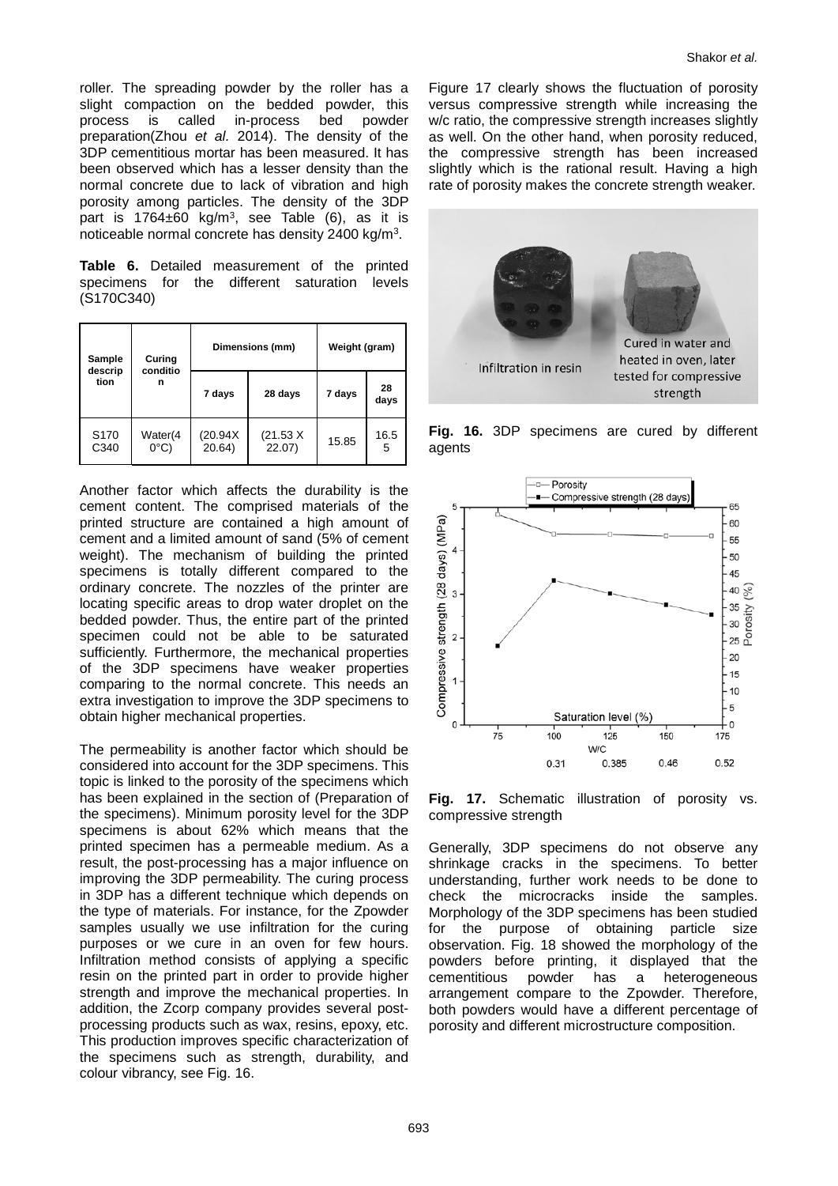roller. The spreading powder by the roller has a slight compaction on the bedded powder, this process is called in-process bed powder preparation(Zhou *et al.* 2014). The density of the 3DP cementitious mortar has been measured. It has been observed which has a lesser density than the normal concrete due to lack of vibration and high porosity among particles. The density of the 3DP part is 1764±60 kg/m$^3$, see Table (6), as it is noticeable normal concrete has density 2400 kg/m$^3$.

**Table 6.** Detailed measurement of the printed specimens for the different saturation levels (S170C340)

| Sample description | Curing condition | Dimensions (mm) | | Weight (gram) | |
|---|---|---|---|---|---|
| | | 7 days | 28 days | 7 days | 28 days |
| S170 C340 | Water(40°C) | (20.94X 20.64) | (21.53 X 22.07) | 15.85 | 16.55 |

Another factor which affects the durability is the cement content. The comprised materials of the printed structure are contained a high amount of cement and a limited amount of sand (5% of cement weight). The mechanism of building the printed specimens is totally different compared to the ordinary concrete. The nozzles of the printer are locating specific areas to drop water droplet on the bedded powder. Thus, the entire part of the printed specimen could not be able to be saturated sufficiently. Furthermore, the mechanical properties of the 3DP specimens have weaker properties comparing to the normal concrete. This needs an extra investigation to improve the 3DP specimens to obtain higher mechanical properties.

The permeability is another factor which should be considered into account for the 3DP specimens. This topic is linked to the porosity of the specimens which has been explained in the section of (Preparation of the specimens). Minimum porosity level for the 3DP specimens is about 62% which means that the printed specimen has a permeable medium. As a result, the post-processing has a major influence on improving the 3DP permeability. The curing process in 3DP has a different technique which depends on the type of materials. For instance, for the Zpowder samples usually we use infiltration for the curing purposes or we cure in an oven for few hours. Infiltration method consists of applying a specific resin on the printed part in order to provide higher strength and improve the mechanical properties. In addition, the Zcorp company provides several post-processing products such as wax, resins, epoxy, etc. This production improves specific characterization of the specimens such as strength, durability, and colour vibrancy, see Fig. 16.

Figure 17 clearly shows the fluctuation of porosity versus compressive strength while increasing the w/c ratio, the compressive strength increases slightly as well. On the other hand, when porosity reduced, the compressive strength has been increased slightly which is the rational result. Having a high rate of porosity makes the concrete strength weaker.

**Fig. 16.** 3DP specimens are cured by different agents

**Fig. 17.** Schematic illustration of porosity vs. compressive strength

Generally, 3DP specimens do not observe any shrinkage cracks in the specimens. To better understanding, further work needs to be done to check the microcracks inside the samples. Morphology of the 3DP specimens has been studied for the purpose of obtaining particle size observation. Fig. 18 showed the morphology of the powders before printing, it displayed that the cementitious powder has a heterogeneous arrangement compare to the Zpowder. Therefore, both powders would have a different percentage of porosity and different microstructure composition.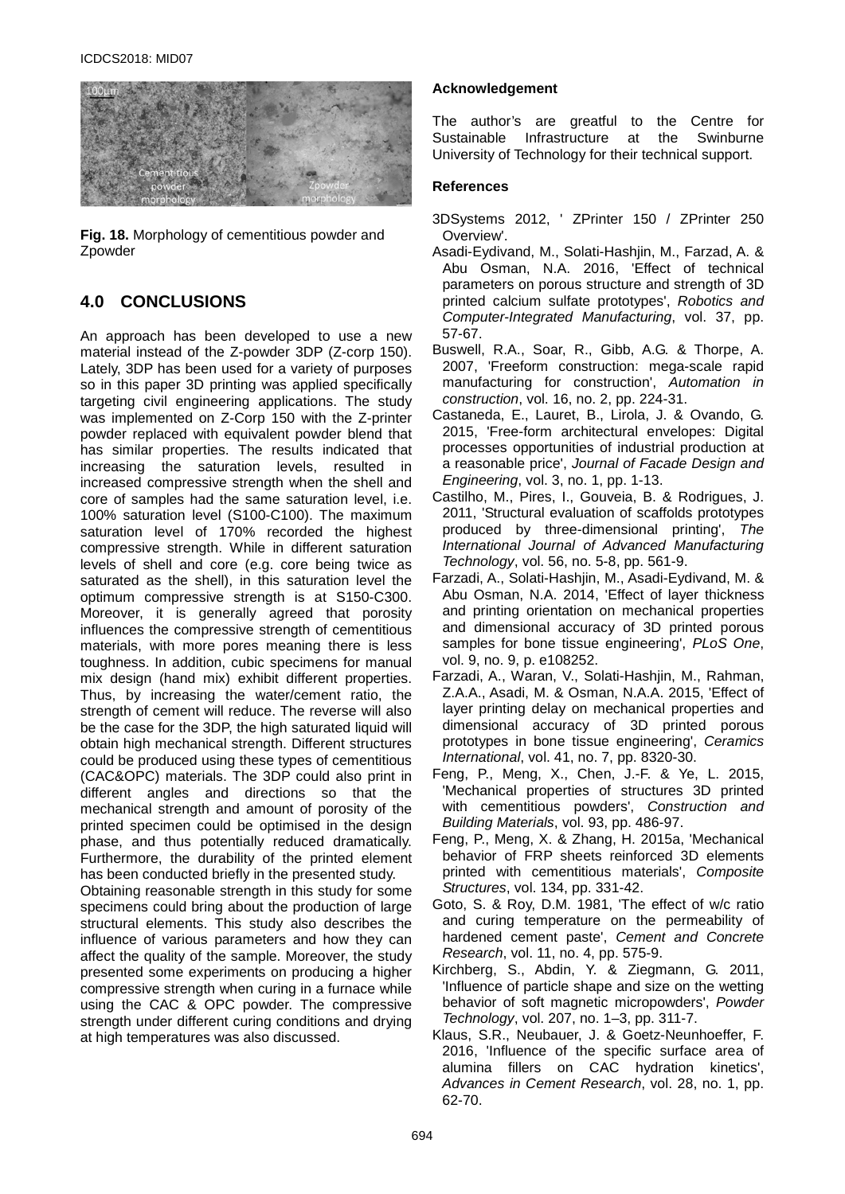Fig. 18. Morphology of cementitious powder and Zpowder

## 4.0 CONCLUSIONS

An approach has been developed to use a new material instead of the Z-powder 3DP (Z-corp 150). Lately, 3DP has been used for a variety of purposes so in this paper 3D printing was applied specifically targeting civil engineering applications. The study was implemented on Z-Corp 150 with the Z-printer powder replaced with equivalent powder blend that has similar properties. The results indicated that increasing the saturation levels, resulted in increased compressive strength when the shell and core of samples had the same saturation level, i.e. 100% saturation level (S100-C100). The maximum saturation level of 170% recorded the highest compressive strength. While in different saturation levels of shell and core (e.g. core being twice as saturated as the shell), in this saturation level the optimum compressive strength is at S150-C300. Moreover, it is generally agreed that porosity influences the compressive strength of cementitious materials, with more pores meaning there is less toughness. In addition, cubic specimens for manual mix design (hand mix) exhibit different properties. Thus, by increasing the water/cement ratio, the strength of cement will reduce. The reverse will also be the case for the 3DP, the high saturated liquid will obtain high mechanical strength. Different structures could be produced using these types of cementitious (CAC&OPC) materials. The 3DP could also print in different angles and directions so that the mechanical strength and amount of porosity of the printed specimen could be optimised in the design phase, and thus potentially reduced dramatically. Furthermore, the durability of the printed element has been conducted briefly in the presented study.

Obtaining reasonable strength in this study for some specimens could bring about the production of large structural elements. This study also describes the influence of various parameters and how they can affect the quality of the sample. Moreover, the study presented some experiments on producing a higher compressive strength when curing in a furnace while using the CAC & OPC powder. The compressive strength under different curing conditions and drying at high temperatures was also discussed.

### Acknowledgement

The author's are greatful to the Centre for Sustainable Infrastructure at the Swinburne University of Technology for their technical support.

### References

3DSystems 2012, ' ZPrinter 150 / ZPrinter 250 Overview'.

Asadi-Eydivand, M., Solati-Hashjin, M., Farzad, A. & Abu Osman, N.A. 2016, 'Effect of technical parameters on porous structure and strength of 3D printed calcium sulfate prototypes', *Robotics and Computer-Integrated Manufacturing*, vol. 37, pp. 57-67.

Buswell, R.A., Soar, R., Gibb, A.G. & Thorpe, A. 2007, 'Freeform construction: mega-scale rapid manufacturing for construction', *Automation in construction*, vol. 16, no. 2, pp. 224-31.

Castaneda, E., Lauret, B., Lirola, J. & Ovando, G. 2015, 'Free-form architectural envelopes: Digital processes opportunities of industrial production at a reasonable price', *Journal of Facade Design and Engineering*, vol. 3, no. 1, pp. 1-13.

Castilho, M., Pires, I., Gouveia, B. & Rodrigues, J. 2011, 'Structural evaluation of scaffolds prototypes produced by three-dimensional printing', *The International Journal of Advanced Manufacturing Technology*, vol. 56, no. 5-8, pp. 561-9.

Farzadi, A., Solati-Hashjin, M., Asadi-Eydivand, M. & Abu Osman, N.A. 2014, 'Effect of layer thickness and printing orientation on mechanical properties and dimensional accuracy of 3D printed porous samples for bone tissue engineering', *PLoS One*, vol. 9, no. 9, p. e108252.

Farzadi, A., Waran, V., Solati-Hashjin, M., Rahman, Z.A.A., Asadi, M. & Osman, N.A.A. 2015, 'Effect of layer printing delay on mechanical properties and dimensional accuracy of 3D printed porous prototypes in bone tissue engineering', *Ceramics International*, vol. 41, no. 7, pp. 8320-30.

Feng, P., Meng, X., Chen, J.-F. & Ye, L. 2015, 'Mechanical properties of structures 3D printed with cementitious powders', *Construction and Building Materials*, vol. 93, pp. 486-97.

Feng, P., Meng, X. & Zhang, H. 2015a, 'Mechanical behavior of FRP sheets reinforced 3D elements printed with cementitious materials', *Composite Structures*, vol. 134, pp. 331-42.

Goto, S. & Roy, D.M. 1981, 'The effect of w/c ratio and curing temperature on the permeability of hardened cement paste', *Cement and Concrete Research*, vol. 11, no. 4, pp. 575-9.

Kirchberg, S., Abdin, Y. & Ziegmann, G. 2011, 'Influence of particle shape and size on the wetting behavior of soft magnetic micropowders', *Powder Technology*, vol. 207, no. 1–3, pp. 311-7.

Klaus, S.R., Neubauer, J. & Goetz-Neunhoeffer, F. 2016, 'Influence of the specific surface area of alumina fillers on CAC hydration kinetics', *Advances in Cement Research*, vol. 28, no. 1, pp. 62-70.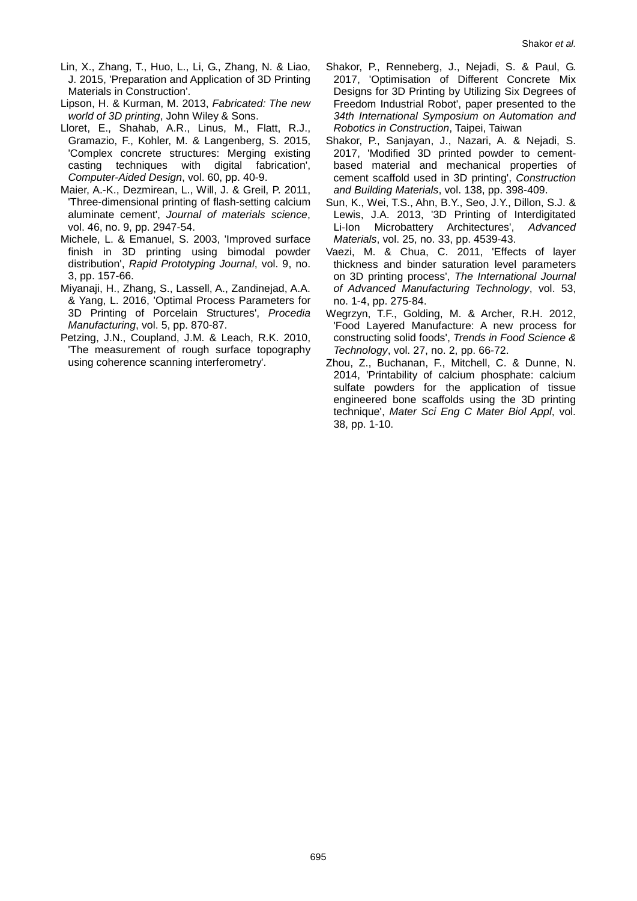Lin, X., Zhang, T., Huo, L., Li, G., Zhang, N. & Liao, J. 2015, 'Preparation and Application of 3D Printing Materials in Construction'.

Lipson, H. & Kurman, M. 2013, *Fabricated: The new world of 3D printing*, John Wiley & Sons.

Lloret, E., Shahab, A.R., Linus, M., Flatt, R.J., Gramazio, F., Kohler, M. & Langenberg, S. 2015, 'Complex concrete structures: Merging existing casting techniques with digital fabrication', *Computer-Aided Design*, vol. 60, pp. 40-9.

Maier, A.-K., Dezmirean, L., Will, J. & Greil, P. 2011, 'Three-dimensional printing of flash-setting calcium aluminate cement', *Journal of materials science*, vol. 46, no. 9, pp. 2947-54.

Michele, L. & Emanuel, S. 2003, 'Improved surface finish in 3D printing using bimodal powder distribution', *Rapid Prototyping Journal*, vol. 9, no. 3, pp. 157-66.

Miyanaji, H., Zhang, S., Lassell, A., Zandinejad, A.A. & Yang, L. 2016, 'Optimal Process Parameters for 3D Printing of Porcelain Structures', *Procedia Manufacturing*, vol. 5, pp. 870-87.

Petzing, J.N., Coupland, J.M. & Leach, R.K. 2010, 'The measurement of rough surface topography using coherence scanning interferometry'.

Shakor, P., Renneberg, J., Nejadi, S. & Paul, G. 2017, 'Optimisation of Different Concrete Mix Designs for 3D Printing by Utilizing Six Degrees of Freedom Industrial Robot', paper presented to the *34th International Symposium on Automation and Robotics in Construction*, Taipei, Taiwan

Shakor, P., Sanjayan, J., Nazari, A. & Nejadi, S. 2017, 'Modified 3D printed powder to cement-based material and mechanical properties of cement scaffold used in 3D printing', *Construction and Building Materials*, vol. 138, pp. 398-409.

Sun, K., Wei, T.S., Ahn, B.Y., Seo, J.Y., Dillon, S.J. & Lewis, J.A. 2013, '3D Printing of Interdigitated Li-Ion Microbattery Architectures', *Advanced Materials*, vol. 25, no. 33, pp. 4539-43.

Vaezi, M. & Chua, C. 2011, 'Effects of layer thickness and binder saturation level parameters on 3D printing process', *The International Journal of Advanced Manufacturing Technology*, vol. 53, no. 1-4, pp. 275-84.

Wegrzyn, T.F., Golding, M. & Archer, R.H. 2012, 'Food Layered Manufacture: A new process for constructing solid foods', *Trends in Food Science & Technology*, vol. 27, no. 2, pp. 66-72.

Zhou, Z., Buchanan, F., Mitchell, C. & Dunne, N. 2014, 'Printability of calcium phosphate: calcium sulfate powders for the application of tissue engineered bone scaffolds using the 3D printing technique', *Mater Sci Eng C Mater Biol Appl*, vol. 38, pp. 1-10.